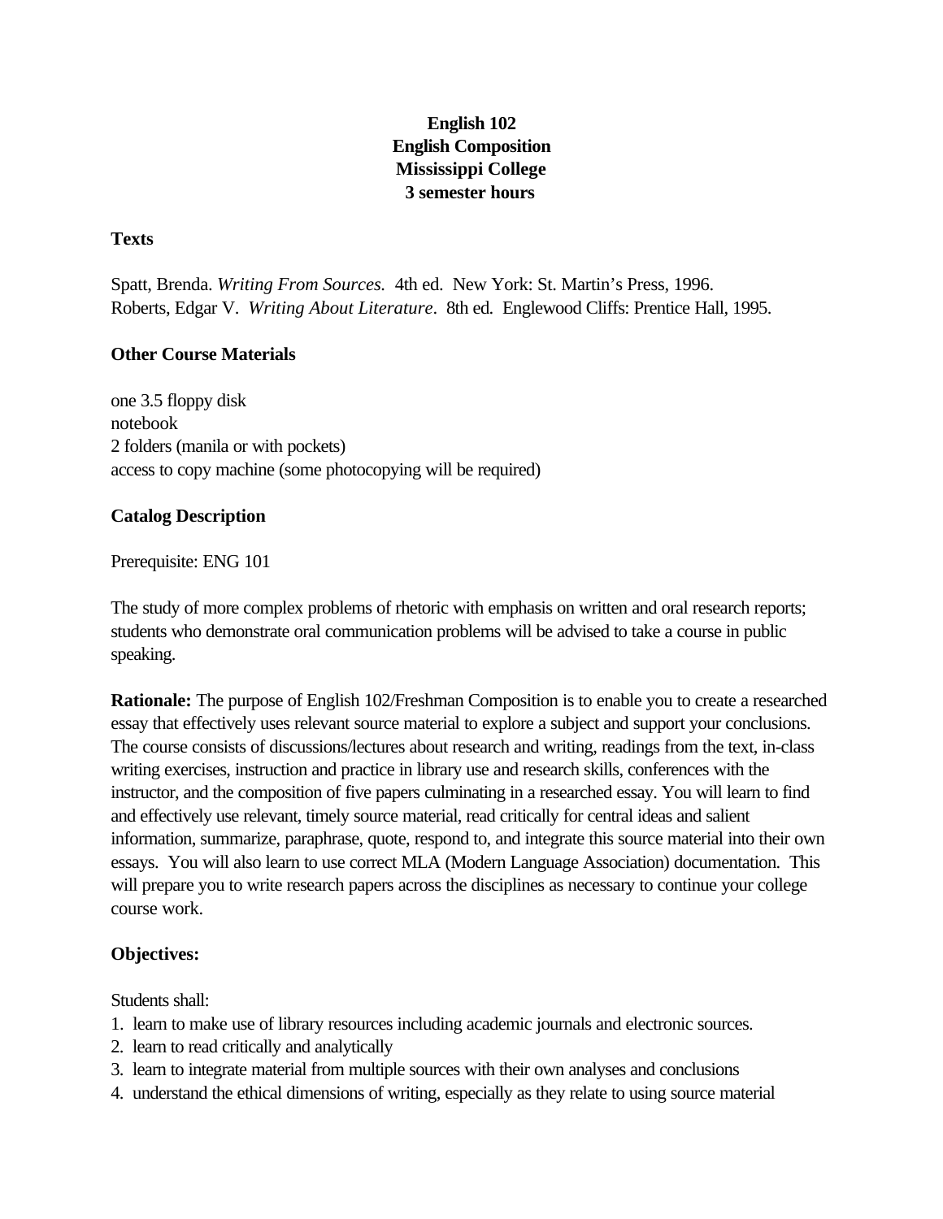**English 102**
**English Composition**
**Mississippi College**
**3 semester hours**

## Texts

Spatt, Brenda. *Writing From Sources.* 4th ed. New York: St. Martin's Press, 1996.
Roberts, Edgar V. *Writing About Literature*. 8th ed. Englewood Cliffs: Prentice Hall, 1995.

## Other Course Materials

one 3.5 floppy disk
notebook
2 folders (manila or with pockets)
access to copy machine (some photocopying will be required)

## Catalog Description

Prerequisite: ENG 101

The study of more complex problems of rhetoric with emphasis on written and oral research reports; students who demonstrate oral communication problems will be advised to take a course in public speaking.

**Rationale:** The purpose of English 102/Freshman Composition is to enable you to create a researched essay that effectively uses relevant source material to explore a subject and support your conclusions. The course consists of discussions/lectures about research and writing, readings from the text, in-class writing exercises, instruction and practice in library use and research skills, conferences with the instructor, and the composition of five papers culminating in a researched essay. You will learn to find and effectively use relevant, timely source material, read critically for central ideas and salient information, summarize, paraphrase, quote, respond to, and integrate this source material into their own essays. You will also learn to use correct MLA (Modern Language Association) documentation. This will prepare you to write research papers across the disciplines as necessary to continue your college course work.

## Objectives:

Students shall:

1. learn to make use of library resources including academic journals and electronic sources.
2. learn to read critically and analytically
3. learn to integrate material from multiple sources with their own analyses and conclusions
4. understand the ethical dimensions of writing, especially as they relate to using source material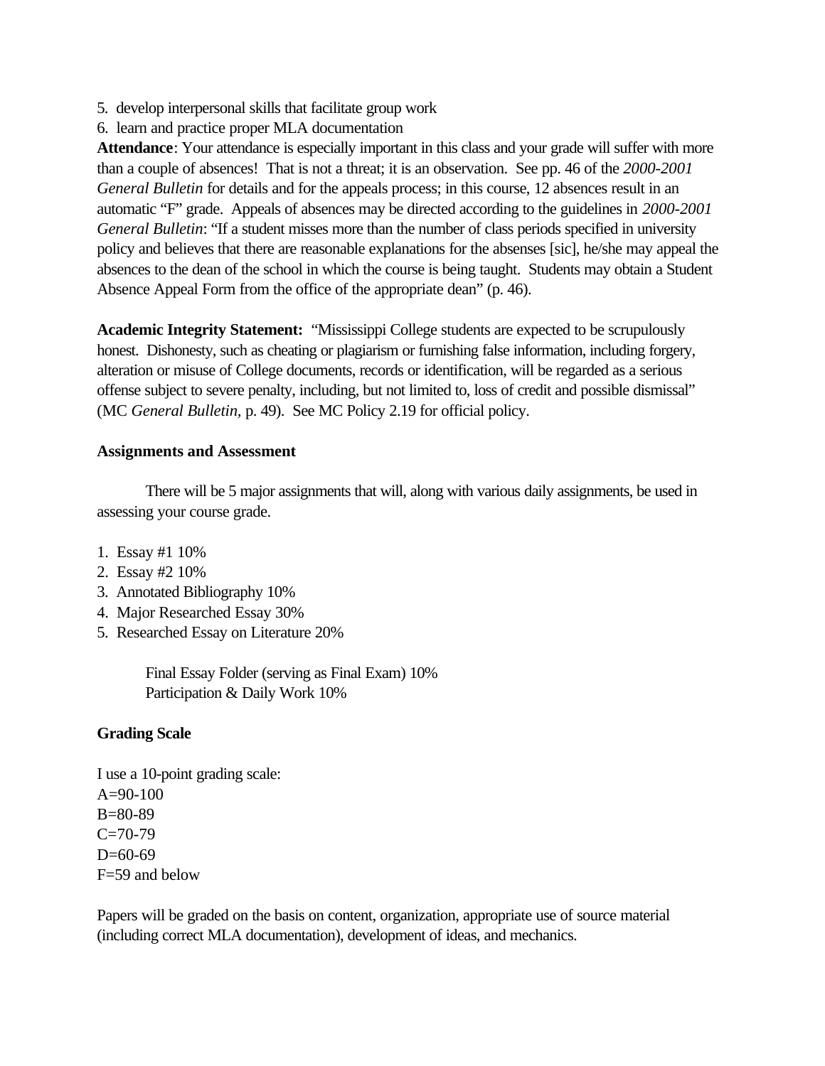5. develop interpersonal skills that facilitate group work
6. learn and practice proper MLA documentation

**Attendance**: Your attendance is especially important in this class and your grade will suffer with more than a couple of absences! That is not a threat; it is an observation. See pp. 46 of the *2000-2001 General Bulletin* for details and for the appeals process; in this course, 12 absences result in an automatic "F" grade. Appeals of absences may be directed according to the guidelines in *2000-2001 General Bulletin*: "If a student misses more than the number of class periods specified in university policy and believes that there are reasonable explanations for the absenses [sic], he/she may appeal the absences to the dean of the school in which the course is being taught. Students may obtain a Student Absence Appeal Form from the office of the appropriate dean" (p. 46).

**Academic Integrity Statement:** "Mississippi College students are expected to be scrupulously honest. Dishonesty, such as cheating or plagiarism or furnishing false information, including forgery, alteration or misuse of College documents, records or identification, will be regarded as a serious offense subject to severe penalty, including, but not limited to, loss of credit and possible dismissal" (MC *General Bulletin,* p. 49). See MC Policy 2.19 for official policy.

**Assignments and Assessment**

There will be 5 major assignments that will, along with various daily assignments, be used in assessing your course grade.

1. Essay #1 10%
2. Essay #2 10%
3. Annotated Bibliography 10%
4. Major Researched Essay 30%
5. Researched Essay on Literature 20%

Final Essay Folder (serving as Final Exam) 10%
Participation & Daily Work 10%

**Grading Scale**

I use a 10-point grading scale:
A=90-100
B=80-89
C=70-79
D=60-69
F=59 and below

Papers will be graded on the basis on content, organization, appropriate use of source material (including correct MLA documentation), development of ideas, and mechanics.